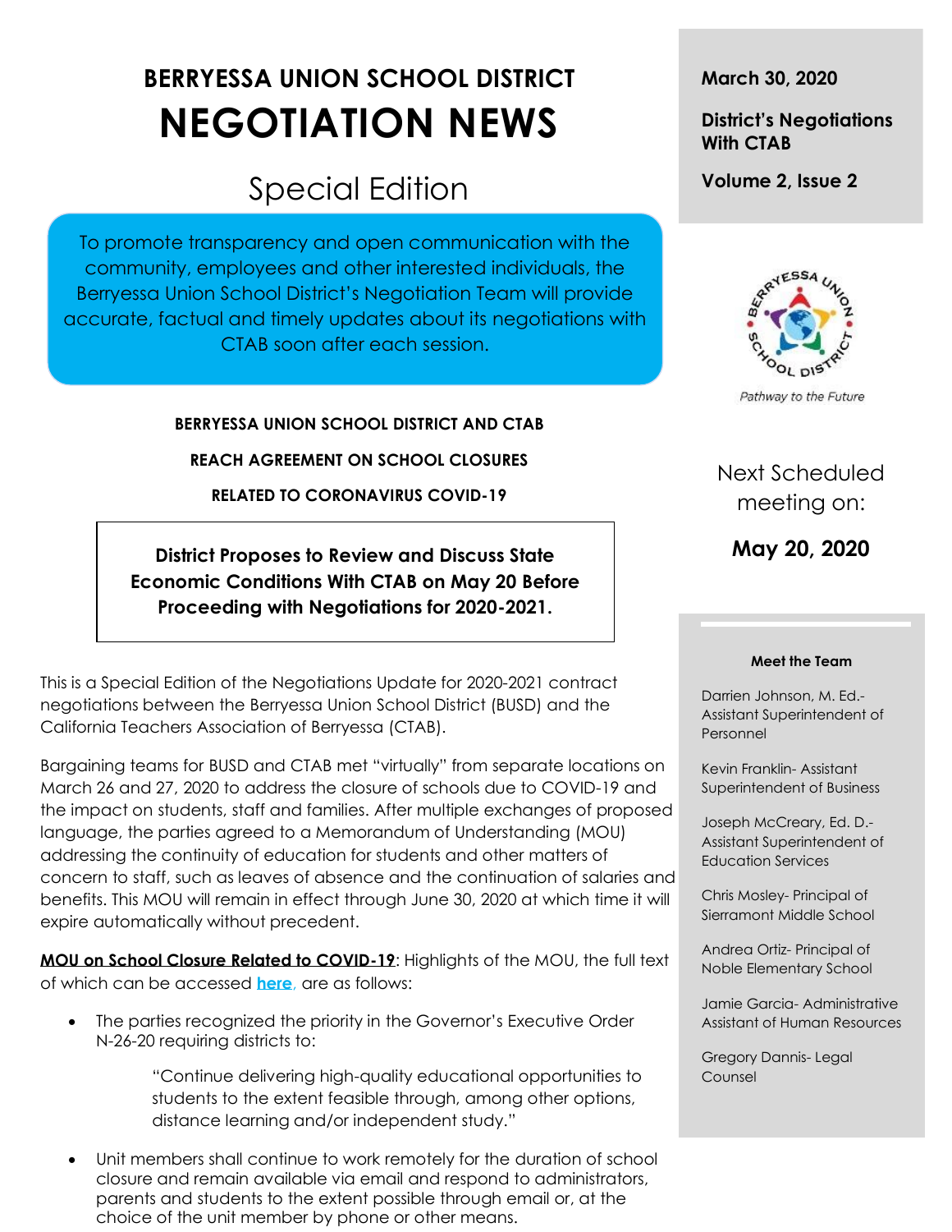# BERRYESSA UNION SCHOOL DISTRICT
# NEGOTIATION NEWS

## Special Edition

To promote transparency and open communication with the community, employees and other interested individuals, the Berryessa Union School District's Negotiation Team will provide accurate, factual and timely updates about its negotiations with CTAB soon after each session.

**March 30, 2020**

**District's Negotiations With CTAB**

**Volume 2, Issue 2**

*Pathway to the Future*

Next Scheduled meeting on:

**May 20, 2020**

**Meet the Team**

Darrien Johnson, M. Ed.- Assistant Superintendent of Personnel

Kevin Franklin- Assistant Superintendent of Business

Joseph McCreary, Ed. D.- Assistant Superintendent of Education Services

Chris Mosley- Principal of Sierramont Middle School

Andrea Ortiz- Principal of Noble Elementary School

Jamie Garcia- Administrative Assistant of Human Resources

Gregory Dannis- Legal Counsel

**BERRYESSA UNION SCHOOL DISTRICT AND CTAB**

**REACH AGREEMENT ON SCHOOL CLOSURES**

**RELATED TO CORONAVIRUS COVID-19**

**District Proposes to Review and Discuss State Economic Conditions With CTAB on May 20 Before Proceeding with Negotiations for 2020-2021.**

This is a Special Edition of the Negotiations Update for 2020-2021 contract negotiations between the Berryessa Union School District (BUSD) and the California Teachers Association of Berryessa (CTAB).

Bargaining teams for BUSD and CTAB met "virtually" from separate locations on March 26 and 27, 2020 to address the closure of schools due to COVID-19 and the impact on students, staff and families. After multiple exchanges of proposed language, the parties agreed to a Memorandum of Understanding (MOU) addressing the continuity of education for students and other matters of concern to staff, such as leaves of absence and the continuation of salaries and benefits. This MOU will remain in effect through June 30, 2020 at which time it will expire automatically without precedent.

**MOU on School Closure Related to COVID-19**: Highlights of the MOU, the full text of which can be accessed **here**, are as follows:

- The parties recognized the priority in the Governor's Executive Order N-26-20 requiring districts to:

  "Continue delivering high-quality educational opportunities to students to the extent feasible through, among other options, distance learning and/or independent study."

- Unit members shall continue to work remotely for the duration of school closure and remain available via email and respond to administrators, parents and students to the extent possible through email or, at the choice of the unit member by phone or other means.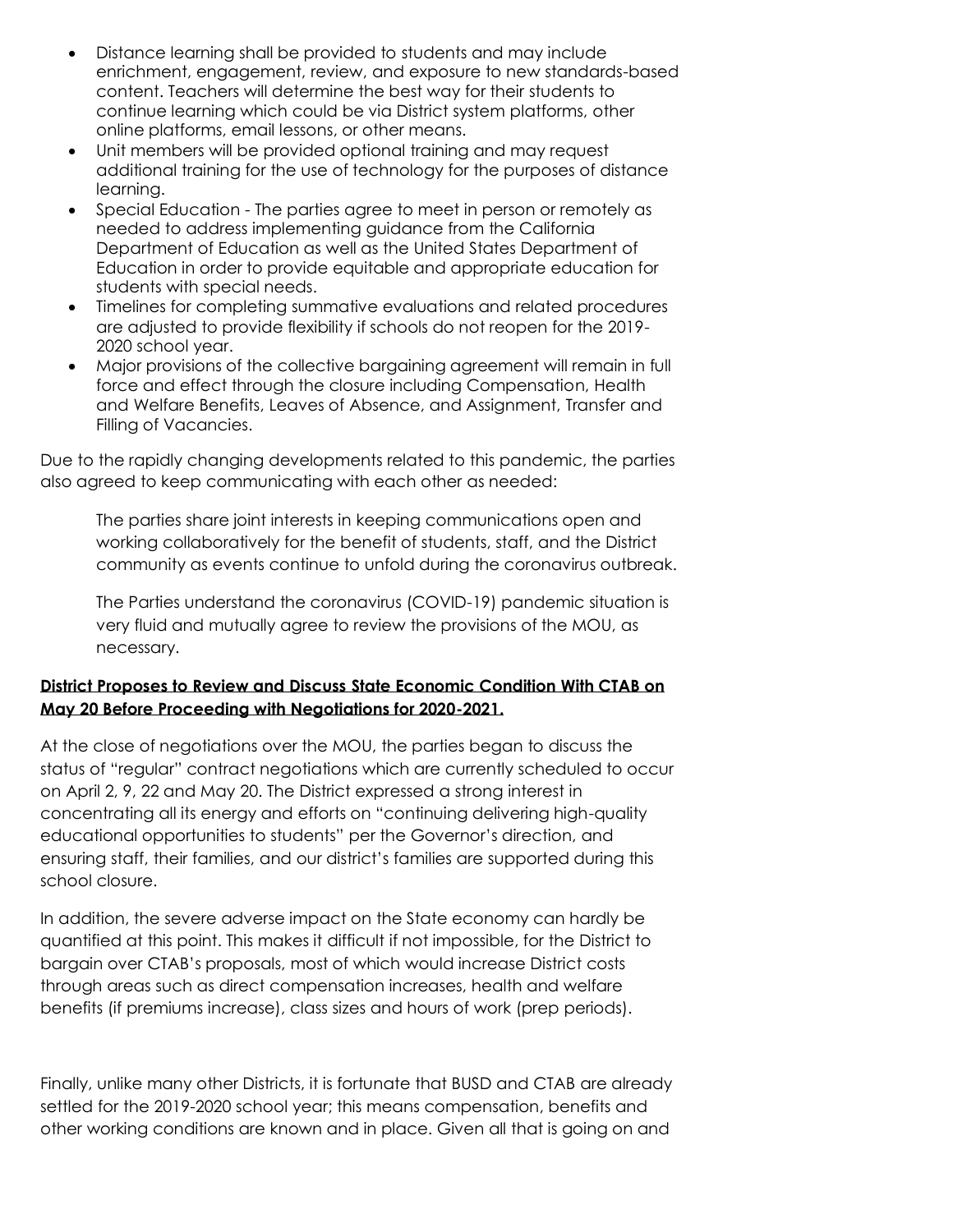- Distance learning shall be provided to students and may include enrichment, engagement, review, and exposure to new standards-based content. Teachers will determine the best way for their students to continue learning which could be via District system platforms, other online platforms, email lessons, or other means.
- Unit members will be provided optional training and may request additional training for the use of technology for the purposes of distance learning.
- Special Education - The parties agree to meet in person or remotely as needed to address implementing guidance from the California Department of Education as well as the United States Department of Education in order to provide equitable and appropriate education for students with special needs.
- Timelines for completing summative evaluations and related procedures are adjusted to provide flexibility if schools do not reopen for the 2019-2020 school year.
- Major provisions of the collective bargaining agreement will remain in full force and effect through the closure including Compensation, Health and Welfare Benefits, Leaves of Absence, and Assignment, Transfer and Filling of Vacancies.

Due to the rapidly changing developments related to this pandemic, the parties also agreed to keep communicating with each other as needed:

> The parties share joint interests in keeping communications open and working collaboratively for the benefit of students, staff, and the District community as events continue to unfold during the coronavirus outbreak.
>
> The Parties understand the coronavirus (COVID-19) pandemic situation is very fluid and mutually agree to review the provisions of the MOU, as necessary.

**District Proposes to Review and Discuss State Economic Condition With CTAB on May 20 Before Proceeding with Negotiations for 2020-2021.**

At the close of negotiations over the MOU, the parties began to discuss the status of "regular" contract negotiations which are currently scheduled to occur on April 2, 9, 22 and May 20. The District expressed a strong interest in concentrating all its energy and efforts on "continuing delivering high-quality educational opportunities to students" per the Governor's direction, and ensuring staff, their families, and our district's families are supported during this school closure.

In addition, the severe adverse impact on the State economy can hardly be quantified at this point. This makes it difficult if not impossible, for the District to bargain over CTAB's proposals, most of which would increase District costs through areas such as direct compensation increases, health and welfare benefits (if premiums increase), class sizes and hours of work (prep periods).

Finally, unlike many other Districts, it is fortunate that BUSD and CTAB are already settled for the 2019-2020 school year; this means compensation, benefits and other working conditions are known and in place. Given all that is going on and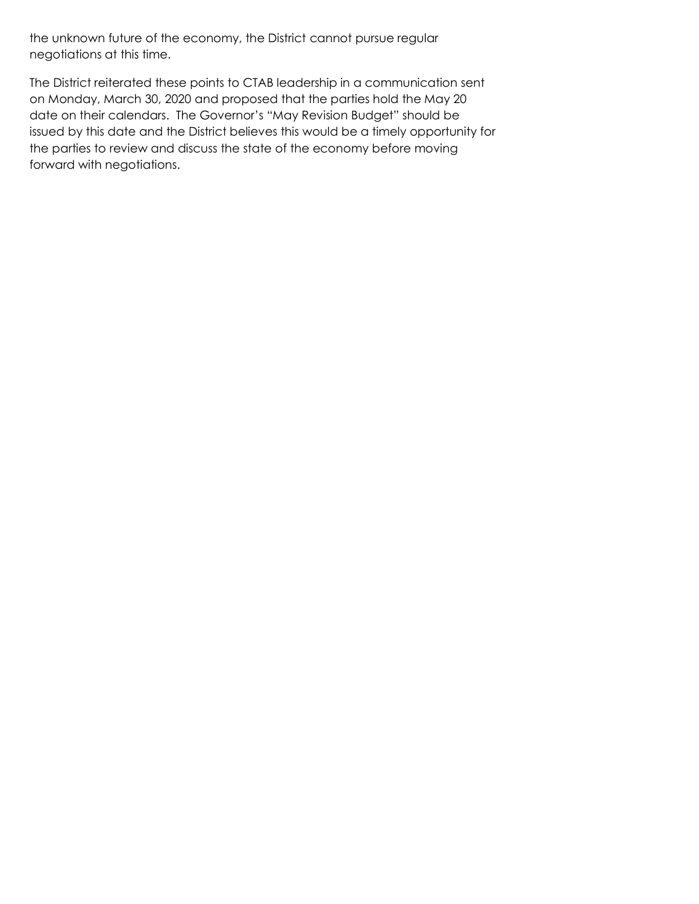the unknown future of the economy, the District cannot pursue regular negotiations at this time.

The District reiterated these points to CTAB leadership in a communication sent on Monday, March 30, 2020 and proposed that the parties hold the May 20 date on their calendars. The Governor's "May Revision Budget" should be issued by this date and the District believes this would be a timely opportunity for the parties to review and discuss the state of the economy before moving forward with negotiations.